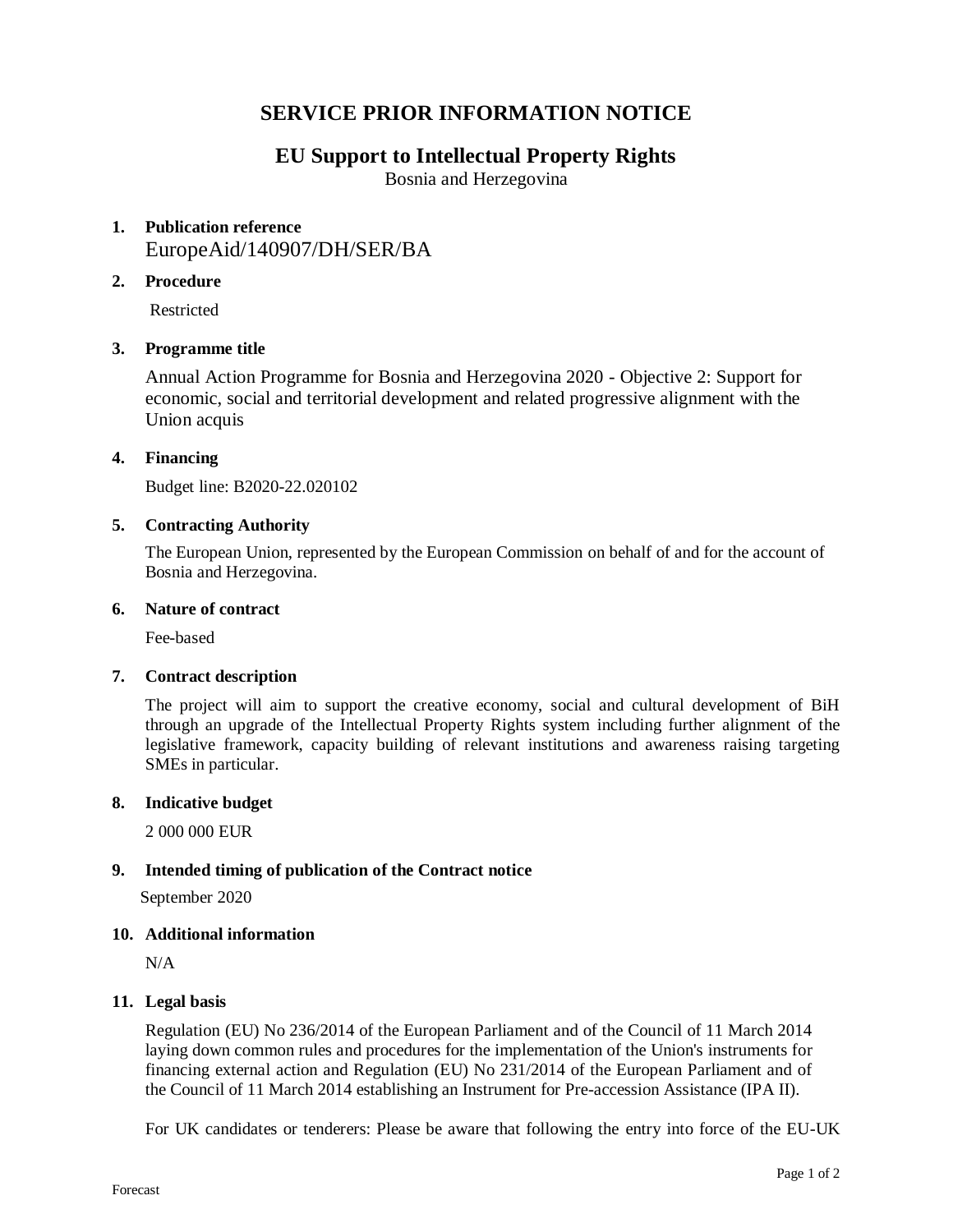# SERVICE PRIOR INFORMATION NOTICE

## EU Support to Intellectual Property Rights

Bosnia and Herzegovina

1. **Publication reference**

   EuropeAid/140907/DH/SER/BA

2. **Procedure**

   Restricted

3. **Programme title**

   Annual Action Programme for Bosnia and Herzegovina 2020 - Objective 2: Support for economic, social and territorial development and related progressive alignment with the Union acquis

4. **Financing**

   Budget line: B2020-22.020102

5. **Contracting Authority**

   The European Union, represented by the European Commission on behalf of and for the account of Bosnia and Herzegovina.

6. **Nature of contract**

   Fee-based

7. **Contract description**

   The project will aim to support the creative economy, social and cultural development of BiH through an upgrade of the Intellectual Property Rights system including further alignment of the legislative framework, capacity building of relevant institutions and awareness raising targeting SMEs in particular.

8. **Indicative budget**

   2 000 000 EUR

9. **Intended timing of publication of the Contract notice**

   September 2020

10. **Additional information**

    N/A

11. **Legal basis**

    Regulation (EU) No 236/2014 of the European Parliament and of the Council of 11 March 2014 laying down common rules and procedures for the implementation of the Union's instruments for financing external action and Regulation (EU) No 231/2014 of the European Parliament and of the Council of 11 March 2014 establishing an Instrument for Pre-accession Assistance (IPA II).

    For UK candidates or tenderers: Please be aware that following the entry into force of the EU-UK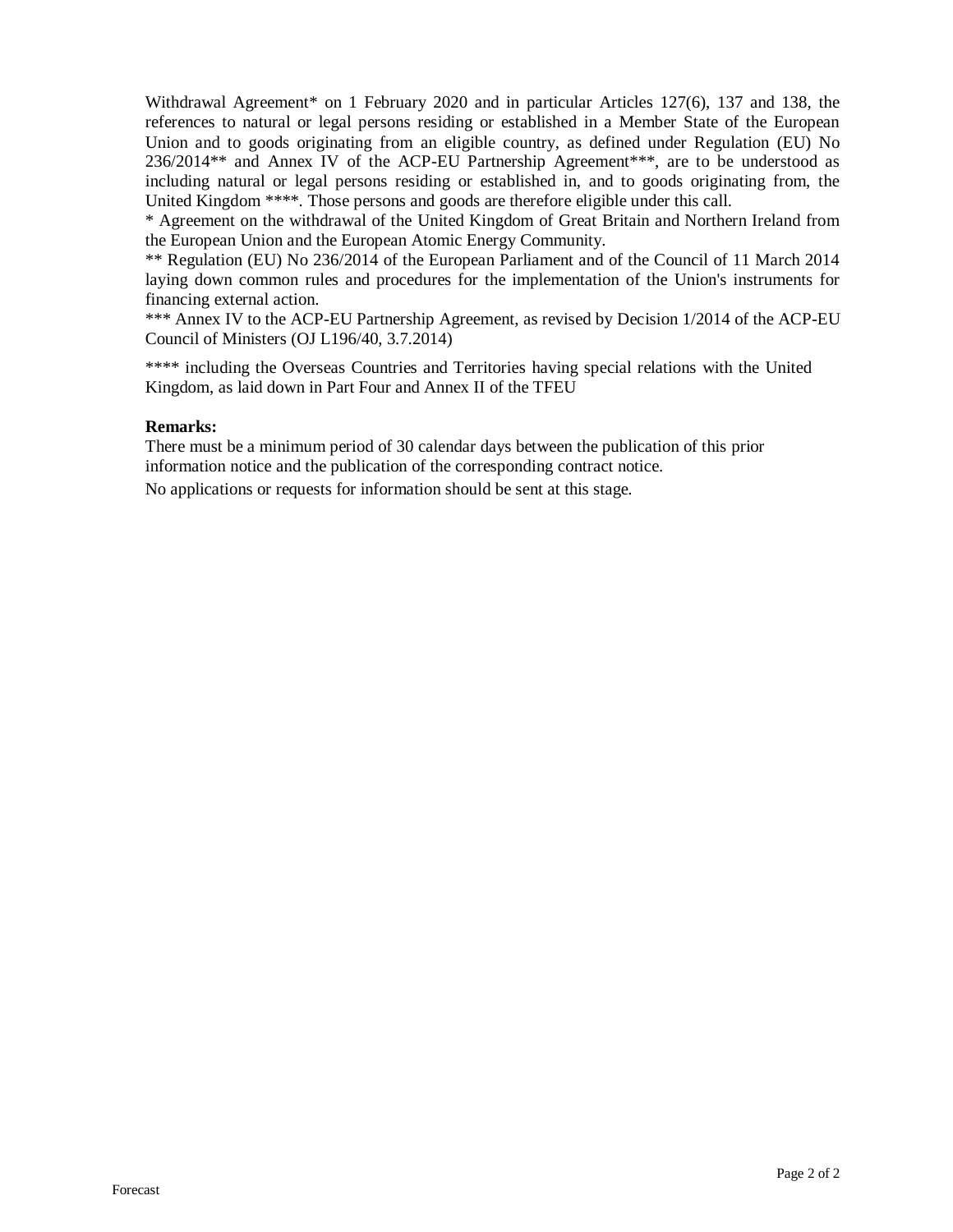Withdrawal Agreement* on 1 February 2020 and in particular Articles 127(6), 137 and 138, the references to natural or legal persons residing or established in a Member State of the European Union and to goods originating from an eligible country, as defined under Regulation (EU) No 236/2014** and Annex IV of the ACP-EU Partnership Agreement***, are to be understood as including natural or legal persons residing or established in, and to goods originating from, the United Kingdom ****. Those persons and goods are therefore eligible under this call.

* Agreement on the withdrawal of the United Kingdom of Great Britain and Northern Ireland from the European Union and the European Atomic Energy Community.

** Regulation (EU) No 236/2014 of the European Parliament and of the Council of 11 March 2014 laying down common rules and procedures for the implementation of the Union's instruments for financing external action.

*** Annex IV to the ACP-EU Partnership Agreement, as revised by Decision 1/2014 of the ACP-EU Council of Ministers (OJ L196/40, 3.7.2014)

**** including the Overseas Countries and Territories having special relations with the United Kingdom, as laid down in Part Four and Annex II of the TFEU

**Remarks:**

There must be a minimum period of 30 calendar days between the publication of this prior information notice and the publication of the corresponding contract notice.

No applications or requests for information should be sent at this stage.